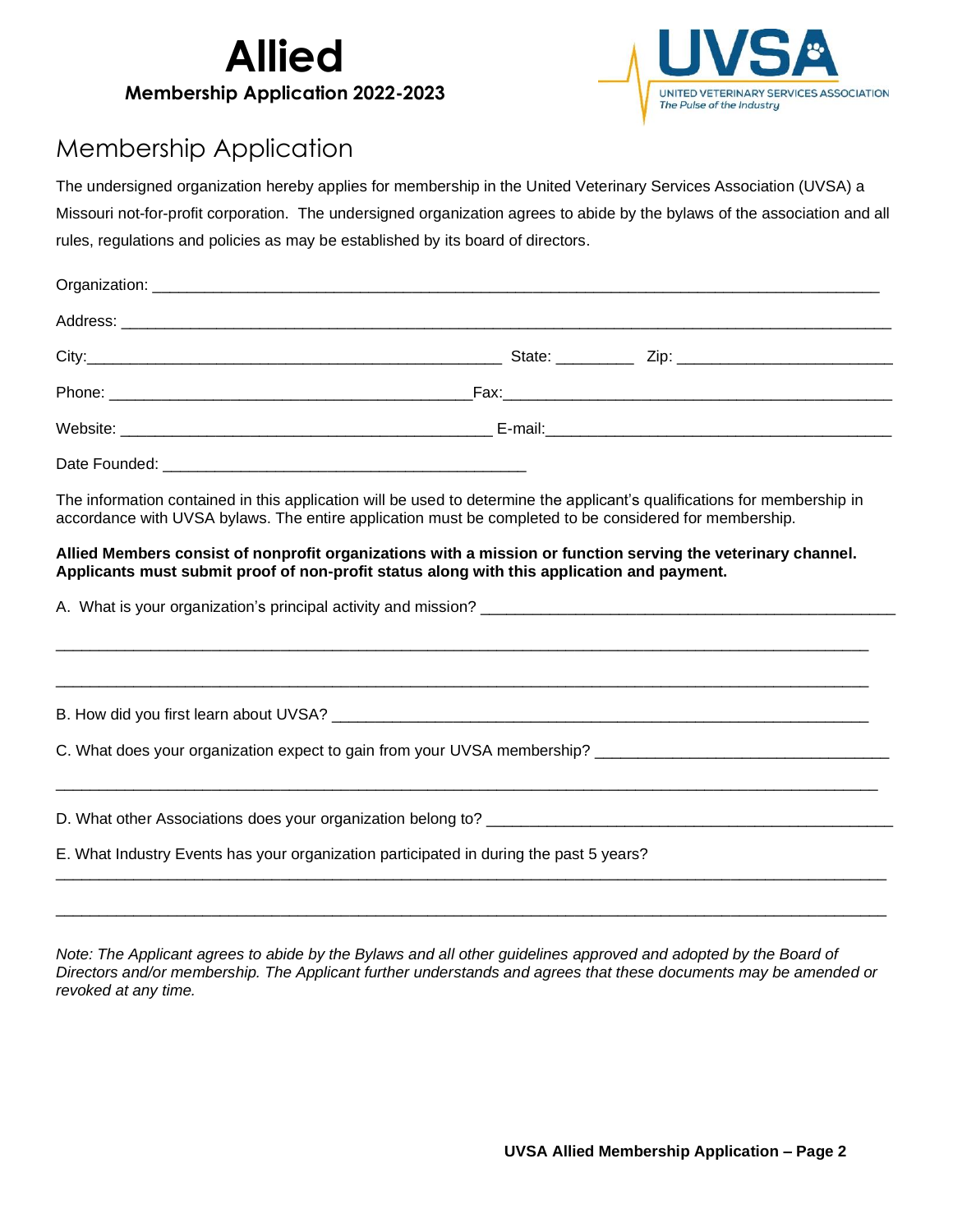# Allied

**Membership Application 2022-2023**

UVSA
UNITED VETERINARY SERVICES ASSOCIATION
*The Pulse of the Industry*

## Membership Application

The undersigned organization hereby applies for membership in the United Veterinary Services Association (UVSA) a Missouri not-for-profit corporation. The undersigned organization agrees to abide by the bylaws of the association and all rules, regulations and policies as may be established by its board of directors.

Organization: ______________________________________________________________________________

Address: ________________________________________________________________________________

City:_____________________________________________ State: _________ Zip: ______________________

Phone: ______________________________________Fax:__________________________________________

Website: _______________________________________ E-mail:_____________________________________

Date Founded: ______________________________________

The information contained in this application will be used to determine the applicant's qualifications for membership in accordance with UVSA bylaws. The entire application must be completed to be considered for membership.

**Allied Members consist of nonprofit organizations with a mission or function serving the veterinary channel. Applicants must submit proof of non-profit status along with this application and payment.**

A. What is your organization's principal activity and mission? _____________________________________________

______________________________________________________________________________________

______________________________________________________________________________________

B. How did you first learn about UVSA? ____________________________________________________________

C. What does your organization expect to gain from your UVSA membership? _________________________________

______________________________________________________________________________________

D. What other Associations does your organization belong to? ______________________________________________

E. What Industry Events has your organization participated in during the past 5 years?

______________________________________________________________________________________

______________________________________________________________________________________

*Note: The Applicant agrees to abide by the Bylaws and all other guidelines approved and adopted by the Board of Directors and/or membership. The Applicant further understands and agrees that these documents may be amended or revoked at any time.*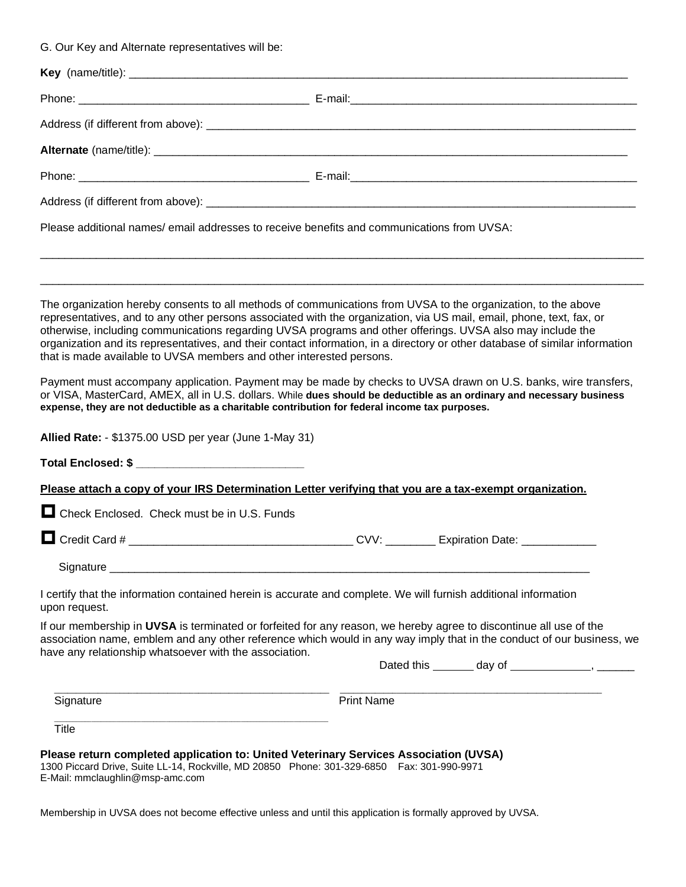G. Our Key and Alternate representatives will be:

**Key** (name/title): ___________________________________________________________________________

Phone: ____________________________________ E-mail:_____________________________________________

Address (if different from above): ____________________________________________________________________

**Alternate** (name/title): ____________________________________________________________________

Phone: ____________________________________ E-mail:_____________________________________________

Address (if different from above): ____________________________________________________________________

Please additional names/ email addresses to receive benefits and communications from UVSA:

______________________________________________________________________________________________

______________________________________________________________________________________________

The organization hereby consents to all methods of communications from UVSA to the organization, to the above representatives, and to any other persons associated with the organization, via US mail, email, phone, text, fax, or otherwise, including communications regarding UVSA programs and other offerings. UVSA also may include the organization and its representatives, and their contact information, in a directory or other database of similar information that is made available to UVSA members and other interested persons.

Payment must accompany application. Payment may be made by checks to UVSA drawn on U.S. banks, wire transfers, or VISA, MasterCard, AMEX, all in U.S. dollars. While **dues should be deductible as an ordinary and necessary business expense, they are not deductible as a charitable contribution for federal income tax purposes.**

**Allied Rate:** - $1375.00 USD per year (June 1-May 31)

**Total Enclosed: $ ___________________________**

**Please attach a copy of your IRS Determination Letter verifying that you are a tax-exempt organization.**

☐ Check Enclosed. Check must be in U.S. Funds

☐ Credit Card # ___________________________________ CVV: ________ Expiration Date: ____________

Signature ________________________________________________________________________________

I certify that the information contained herein is accurate and complete. We will furnish additional information upon request.

If our membership in **UVSA** is terminated or forfeited for any reason, we hereby agree to discontinue all use of the association name, emblem and any other reference which would in any way imply that in the conduct of our business, we have any relationship whatsoever with the association.

Dated this _______ day of _____________, ______

_____________________________________________ _____________________________________________

Signature Print Name

_____________________________________________

Title

**Please return completed application to: United Veterinary Services Association (UVSA)**
1300 Piccard Drive, Suite LL-14, Rockville, MD 20850 Phone: 301-329-6850 Fax: 301-990-9971
E-Mail: mmclaughlin@msp-amc.com

Membership in UVSA does not become effective unless and until this application is formally approved by UVSA.